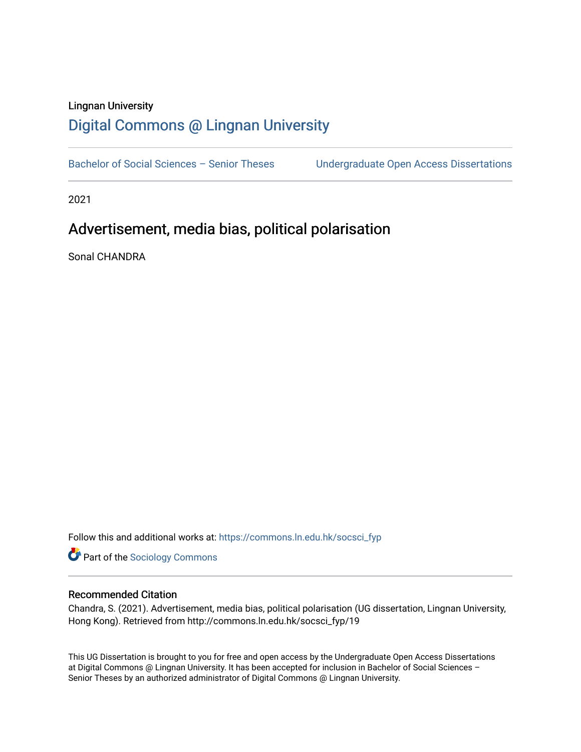Lingnan University

# Digital Commons @ Lingnan University

Bachelor of Social Sciences – Senior Theses | Undergraduate Open Access Dissertations

2021

## Advertisement, media bias, political polarisation

Sonal CHANDRA

Follow this and additional works at: https://commons.ln.edu.hk/socsci_fyp

Part of the Sociology Commons

### Recommended Citation

Chandra, S. (2021). Advertisement, media bias, political polarisation (UG dissertation, Lingnan University, Hong Kong). Retrieved from http://commons.ln.edu.hk/socsci_fyp/19

This UG Dissertation is brought to you for free and open access by the Undergraduate Open Access Dissertations at Digital Commons @ Lingnan University. It has been accepted for inclusion in Bachelor of Social Sciences – Senior Theses by an authorized administrator of Digital Commons @ Lingnan University.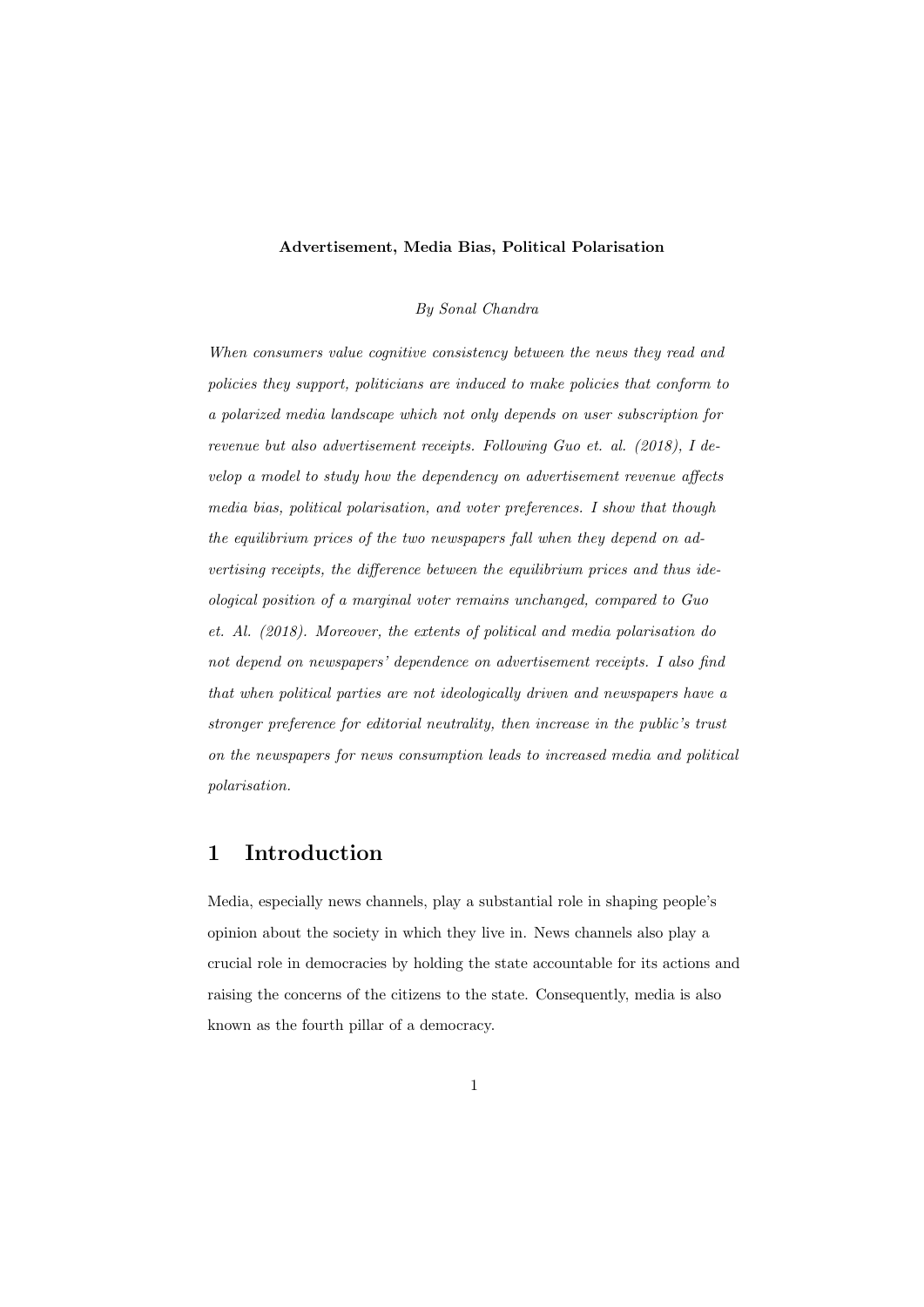**Advertisement, Media Bias, Political Polarisation**

*By Sonal Chandra*

*When consumers value cognitive consistency between the news they read and policies they support, politicians are induced to make policies that conform to a polarized media landscape which not only depends on user subscription for revenue but also advertisement receipts. Following Guo et. al. (2018), I develop a model to study how the dependency on advertisement revenue affects media bias, political polarisation, and voter preferences. I show that though the equilibrium prices of the two newspapers fall when they depend on advertising receipts, the difference between the equilibrium prices and thus ideological position of a marginal voter remains unchanged, compared to Guo et. Al. (2018). Moreover, the extents of political and media polarisation do not depend on newspapers' dependence on advertisement receipts. I also find that when political parties are not ideologically driven and newspapers have a stronger preference for editorial neutrality, then increase in the public's trust on the newspapers for news consumption leads to increased media and political polarisation.*

## 1 Introduction

Media, especially news channels, play a substantial role in shaping people's opinion about the society in which they live in. News channels also play a crucial role in democracies by holding the state accountable for its actions and raising the concerns of the citizens to the state. Consequently, media is also known as the fourth pillar of a democracy.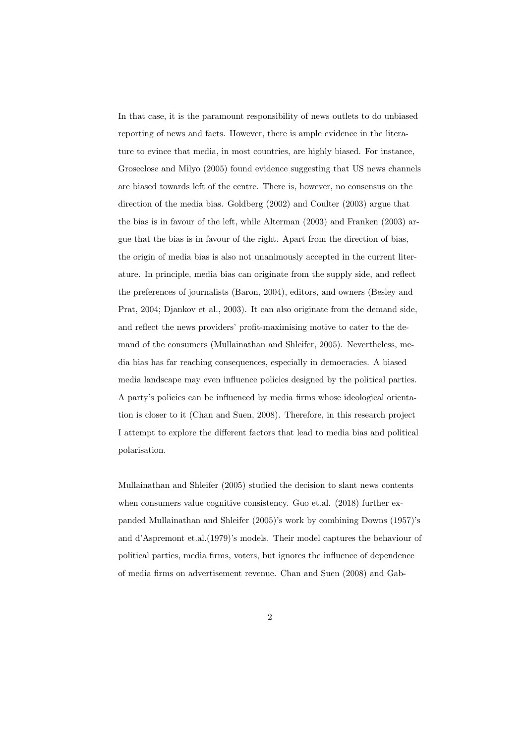In that case, it is the paramount responsibility of news outlets to do unbiased reporting of news and facts. However, there is ample evidence in the literature to evince that media, in most countries, are highly biased. For instance, Groseclose and Milyo (2005) found evidence suggesting that US news channels are biased towards left of the centre. There is, however, no consensus on the direction of the media bias. Goldberg (2002) and Coulter (2003) argue that the bias is in favour of the left, while Alterman (2003) and Franken (2003) argue that the bias is in favour of the right. Apart from the direction of bias, the origin of media bias is also not unanimously accepted in the current literature. In principle, media bias can originate from the supply side, and reflect the preferences of journalists (Baron, 2004), editors, and owners (Besley and Prat, 2004; Djankov et al., 2003). It can also originate from the demand side, and reflect the news providers' profit-maximising motive to cater to the demand of the consumers (Mullainathan and Shleifer, 2005). Nevertheless, media bias has far reaching consequences, especially in democracies. A biased media landscape may even influence policies designed by the political parties. A party's policies can be influenced by media firms whose ideological orientation is closer to it (Chan and Suen, 2008). Therefore, in this research project I attempt to explore the different factors that lead to media bias and political polarisation.

Mullainathan and Shleifer (2005) studied the decision to slant news contents when consumers value cognitive consistency. Guo et.al. (2018) further expanded Mullainathan and Shleifer (2005)'s work by combining Downs (1957)'s and d'Aspremont et.al.(1979)'s models. Their model captures the behaviour of political parties, media firms, voters, but ignores the influence of dependence of media firms on advertisement revenue. Chan and Suen (2008) and Gab-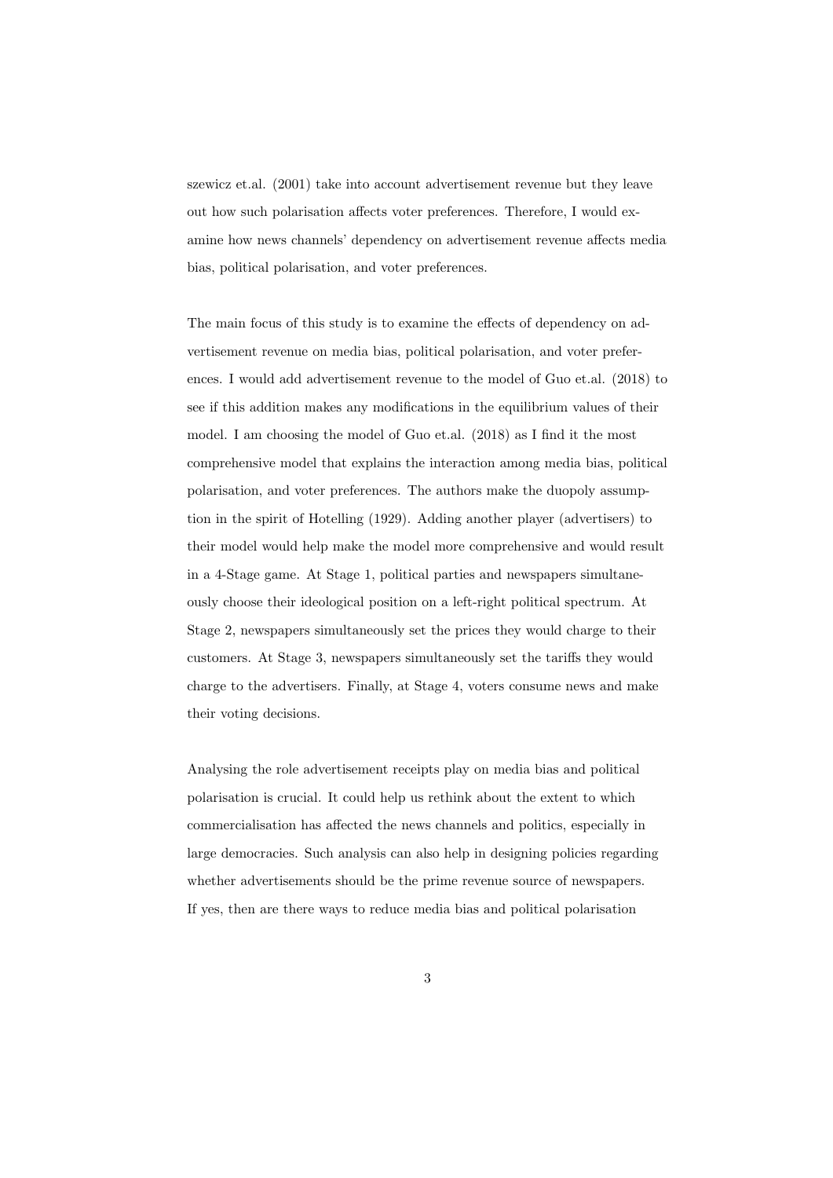szewicz et.al. (2001) take into account advertisement revenue but they leave out how such polarisation affects voter preferences. Therefore, I would examine how news channels' dependency on advertisement revenue affects media bias, political polarisation, and voter preferences.

The main focus of this study is to examine the effects of dependency on advertisement revenue on media bias, political polarisation, and voter preferences. I would add advertisement revenue to the model of Guo et.al. (2018) to see if this addition makes any modifications in the equilibrium values of their model. I am choosing the model of Guo et.al. (2018) as I find it the most comprehensive model that explains the interaction among media bias, political polarisation, and voter preferences. The authors make the duopoly assumption in the spirit of Hotelling (1929). Adding another player (advertisers) to their model would help make the model more comprehensive and would result in a 4-Stage game. At Stage 1, political parties and newspapers simultaneously choose their ideological position on a left-right political spectrum. At Stage 2, newspapers simultaneously set the prices they would charge to their customers. At Stage 3, newspapers simultaneously set the tariffs they would charge to the advertisers. Finally, at Stage 4, voters consume news and make their voting decisions.

Analysing the role advertisement receipts play on media bias and political polarisation is crucial. It could help us rethink about the extent to which commercialisation has affected the news channels and politics, especially in large democracies. Such analysis can also help in designing policies regarding whether advertisements should be the prime revenue source of newspapers. If yes, then are there ways to reduce media bias and political polarisation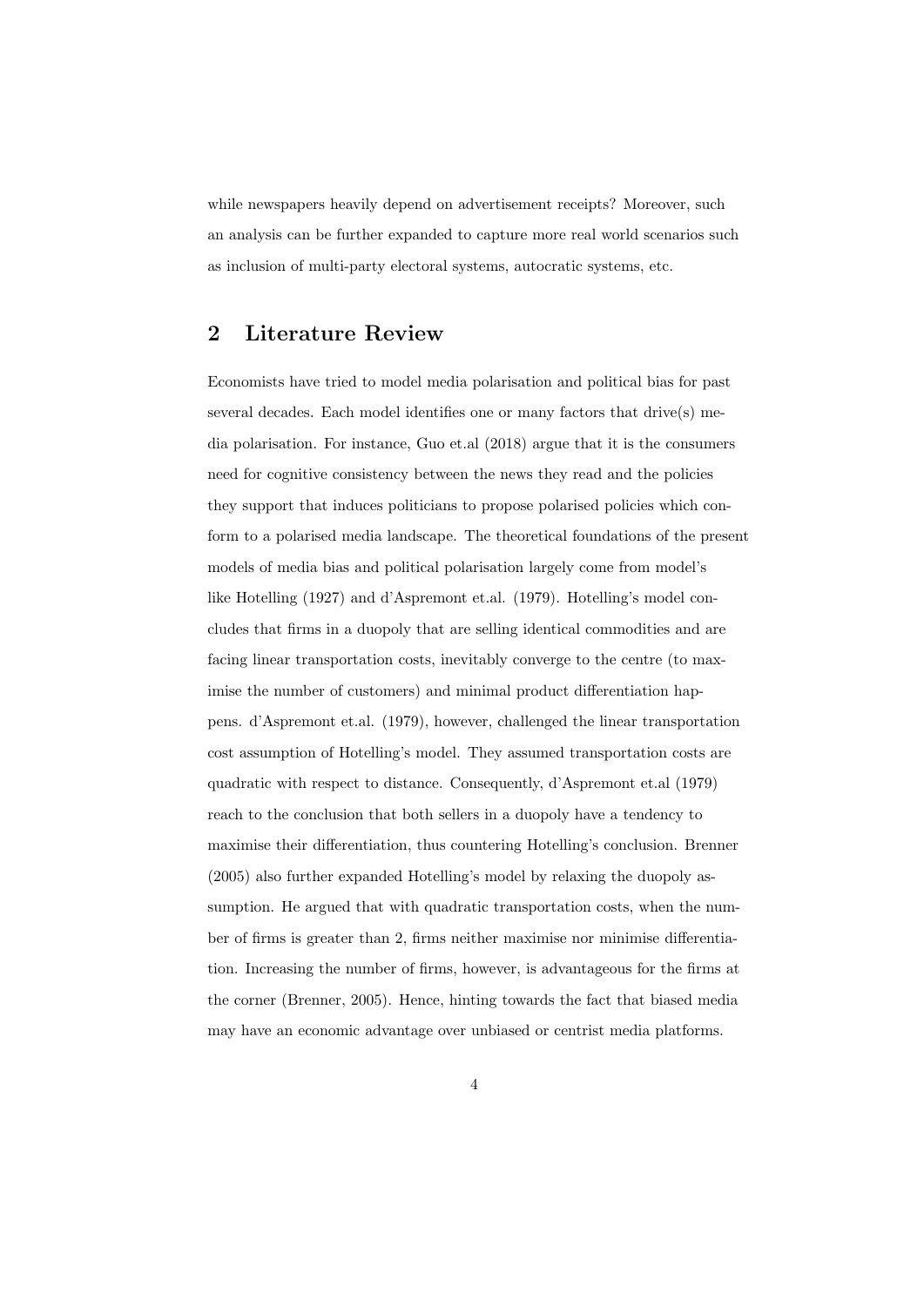while newspapers heavily depend on advertisement receipts? Moreover, such an analysis can be further expanded to capture more real world scenarios such as inclusion of multi-party electoral systems, autocratic systems, etc.

## 2 Literature Review

Economists have tried to model media polarisation and political bias for past several decades. Each model identifies one or many factors that drive(s) media polarisation. For instance, Guo et.al (2018) argue that it is the consumers need for cognitive consistency between the news they read and the policies they support that induces politicians to propose polarised policies which conform to a polarised media landscape. The theoretical foundations of the present models of media bias and political polarisation largely come from model's like Hotelling (1927) and d'Aspremont et.al. (1979). Hotelling's model concludes that firms in a duopoly that are selling identical commodities and are facing linear transportation costs, inevitably converge to the centre (to maximise the number of customers) and minimal product differentiation happens. d'Aspremont et.al. (1979), however, challenged the linear transportation cost assumption of Hotelling's model. They assumed transportation costs are quadratic with respect to distance. Consequently, d'Aspremont et.al (1979) reach to the conclusion that both sellers in a duopoly have a tendency to maximise their differentiation, thus countering Hotelling's conclusion. Brenner (2005) also further expanded Hotelling's model by relaxing the duopoly assumption. He argued that with quadratic transportation costs, when the number of firms is greater than 2, firms neither maximise nor minimise differentiation. Increasing the number of firms, however, is advantageous for the firms at the corner (Brenner, 2005). Hence, hinting towards the fact that biased media may have an economic advantage over unbiased or centrist media platforms.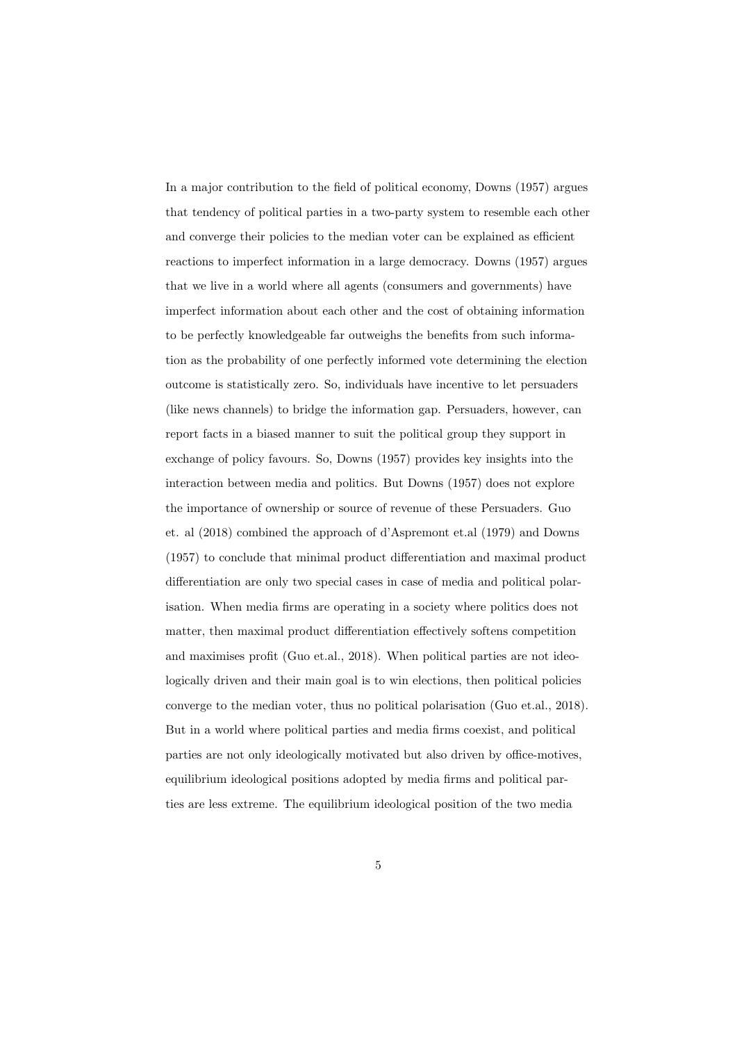In a major contribution to the field of political economy, Downs (1957) argues that tendency of political parties in a two-party system to resemble each other and converge their policies to the median voter can be explained as efficient reactions to imperfect information in a large democracy. Downs (1957) argues that we live in a world where all agents (consumers and governments) have imperfect information about each other and the cost of obtaining information to be perfectly knowledgeable far outweighs the benefits from such information as the probability of one perfectly informed vote determining the election outcome is statistically zero. So, individuals have incentive to let persuaders (like news channels) to bridge the information gap. Persuaders, however, can report facts in a biased manner to suit the political group they support in exchange of policy favours. So, Downs (1957) provides key insights into the interaction between media and politics. But Downs (1957) does not explore the importance of ownership or source of revenue of these Persuaders. Guo et. al (2018) combined the approach of d'Aspremont et.al (1979) and Downs (1957) to conclude that minimal product differentiation and maximal product differentiation are only two special cases in case of media and political polarisation. When media firms are operating in a society where politics does not matter, then maximal product differentiation effectively softens competition and maximises profit (Guo et.al., 2018). When political parties are not ideologically driven and their main goal is to win elections, then political policies converge to the median voter, thus no political polarisation (Guo et.al., 2018). But in a world where political parties and media firms coexist, and political parties are not only ideologically motivated but also driven by office-motives, equilibrium ideological positions adopted by media firms and political parties are less extreme. The equilibrium ideological position of the two media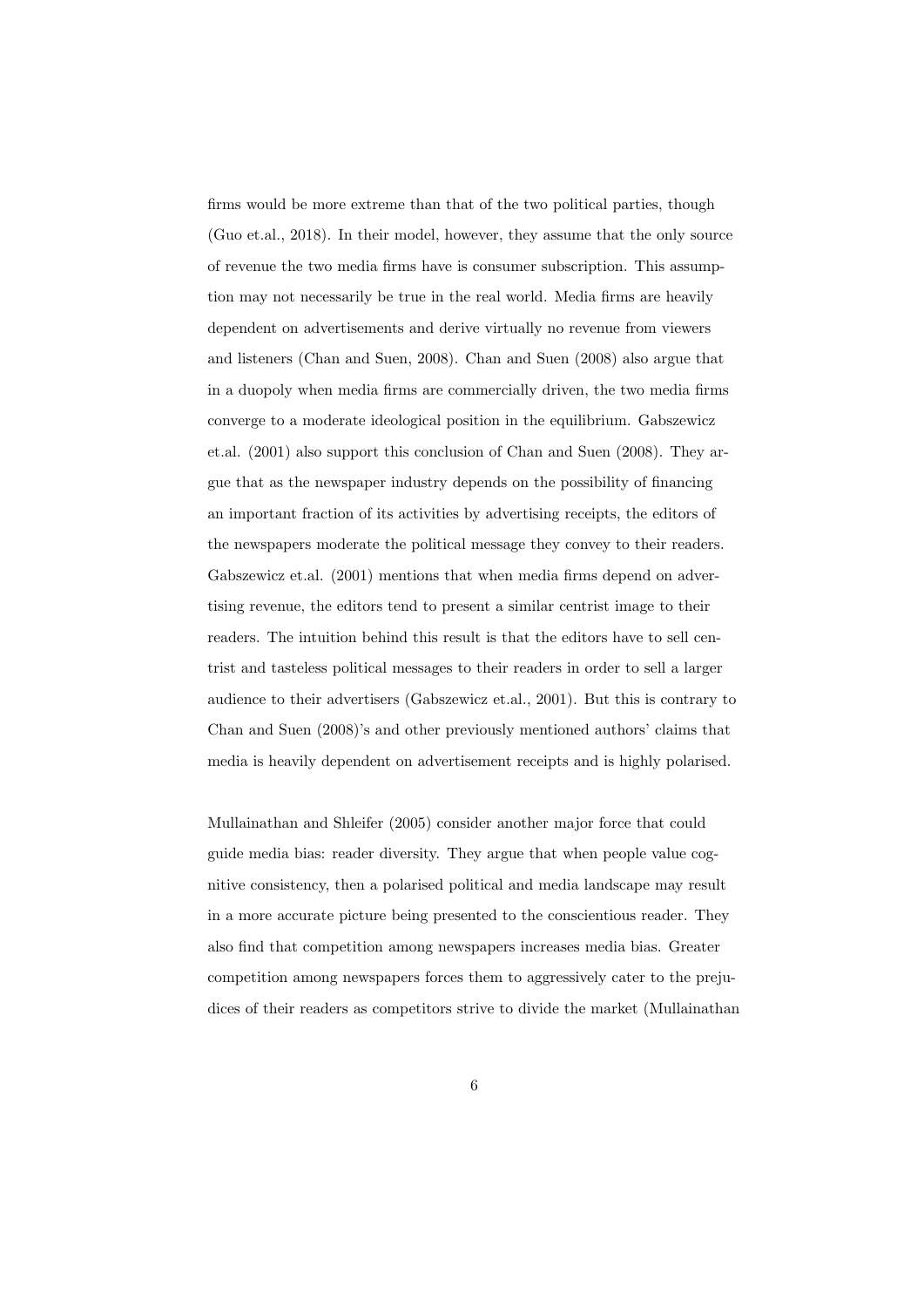firms would be more extreme than that of the two political parties, though (Guo et.al., 2018). In their model, however, they assume that the only source of revenue the two media firms have is consumer subscription. This assumption may not necessarily be true in the real world. Media firms are heavily dependent on advertisements and derive virtually no revenue from viewers and listeners (Chan and Suen, 2008). Chan and Suen (2008) also argue that in a duopoly when media firms are commercially driven, the two media firms converge to a moderate ideological position in the equilibrium. Gabszewicz et.al. (2001) also support this conclusion of Chan and Suen (2008). They argue that as the newspaper industry depends on the possibility of financing an important fraction of its activities by advertising receipts, the editors of the newspapers moderate the political message they convey to their readers. Gabszewicz et.al. (2001) mentions that when media firms depend on advertising revenue, the editors tend to present a similar centrist image to their readers. The intuition behind this result is that the editors have to sell centrist and tasteless political messages to their readers in order to sell a larger audience to their advertisers (Gabszewicz et.al., 2001). But this is contrary to Chan and Suen (2008)'s and other previously mentioned authors' claims that media is heavily dependent on advertisement receipts and is highly polarised.

Mullainathan and Shleifer (2005) consider another major force that could guide media bias: reader diversity. They argue that when people value cognitive consistency, then a polarised political and media landscape may result in a more accurate picture being presented to the conscientious reader. They also find that competition among newspapers increases media bias. Greater competition among newspapers forces them to aggressively cater to the prejudices of their readers as competitors strive to divide the market (Mullainathan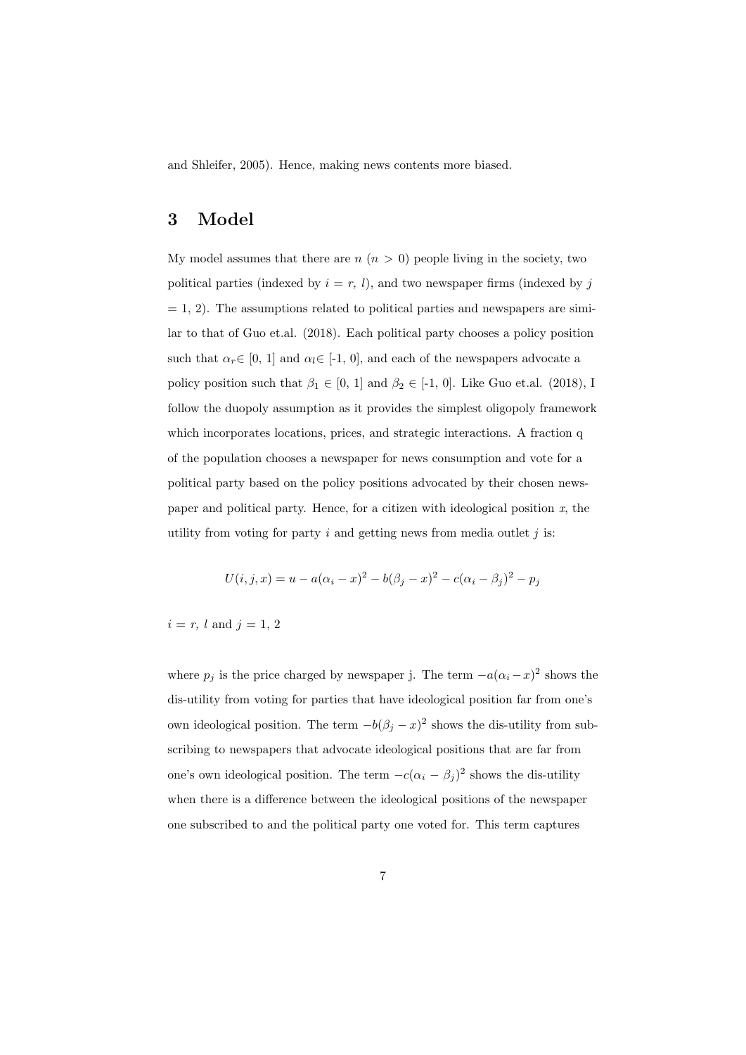and Shleifer, 2005). Hence, making news contents more biased.

# 3 Model

My model assumes that there are $n$ ($n > 0$) people living in the society, two political parties (indexed by $i$ = $r$, $l$), and two newspaper firms (indexed by $j$ = 1, 2). The assumptions related to political parties and newspapers are similar to that of Guo et.al. (2018). Each political party chooses a policy position such that $\alpha_r \in$ [0, 1] and $\alpha_l \in$ [-1, 0], and each of the newspapers advocate a policy position such that $\beta_1 \in$ [0, 1] and $\beta_2 \in$ [-1, 0]. Like Guo et.al. (2018), I follow the duopoly assumption as it provides the simplest oligopoly framework which incorporates locations, prices, and strategic interactions. A fraction q of the population chooses a newspaper for news consumption and vote for a political party based on the policy positions advocated by their chosen newspaper and political party. Hence, for a citizen with ideological position $x$, the utility from voting for party $i$ and getting news from media outlet $j$ is:

$$U(i, j, x) = u - a(\alpha_i - x)^2 - b(\beta_j - x)^2 - c(\alpha_i - \beta_j)^2 - p_j$$

$i$ = $r$, $l$ and $j$ = 1, 2

where $p_j$ is the price charged by newspaper j. The term $-a(\alpha_i - x)^2$ shows the dis-utility from voting for parties that have ideological position far from one's own ideological position. The term $-b(\beta_j - x)^2$ shows the dis-utility from subscribing to newspapers that advocate ideological positions that are far from one's own ideological position. The term $-c(\alpha_i - \beta_j)^2$ shows the dis-utility when there is a difference between the ideological positions of the newspaper one subscribed to and the political party one voted for. This term captures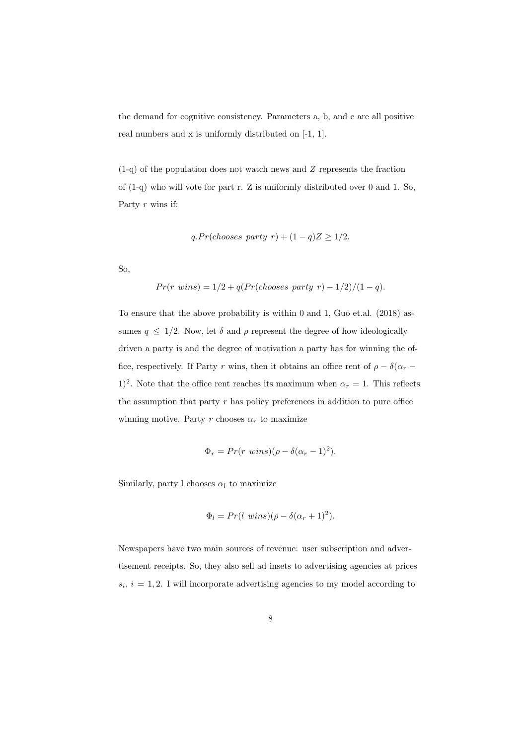the demand for cognitive consistency. Parameters a, b, and c are all positive real numbers and x is uniformly distributed on [-1, 1].

(1-q) of the population does not watch news and $Z$ represents the fraction of (1-q) who will vote for part r. Z is uniformly distributed over 0 and 1. So, Party $r$ wins if:

$$q.Pr(chooses\ party\ r) + (1-q)Z \geq 1/2.$$

So,

$$Pr(r\ wins) = 1/2 + q(Pr(chooses\ party\ r) - 1/2)/(1-q).$$

To ensure that the above probability is within 0 and 1, Guo et.al. (2018) assumes $q \leq 1/2$. Now, let $\delta$ and $\rho$ represent the degree of how ideologically driven a party is and the degree of motivation a party has for winning the office, respectively. If Party $r$ wins, then it obtains an office rent of $\rho - \delta(\alpha_r - 1)^2$. Note that the office rent reaches its maximum when $\alpha_r = 1$. This reflects the assumption that party $r$ has policy preferences in addition to pure office winning motive. Party $r$ chooses $\alpha_r$ to maximize

$$\Phi_r = Pr(r\ wins)(\rho - \delta(\alpha_r - 1)^2).$$

Similarly, party l chooses $\alpha_l$ to maximize

$$\Phi_l = Pr(l\ wins)(\rho - \delta(\alpha_r + 1)^2).$$

Newspapers have two main sources of revenue: user subscription and advertisement receipts. So, they also sell ad insets to advertising agencies at prices $s_i$, $i = 1, 2$. I will incorporate advertising agencies to my model according to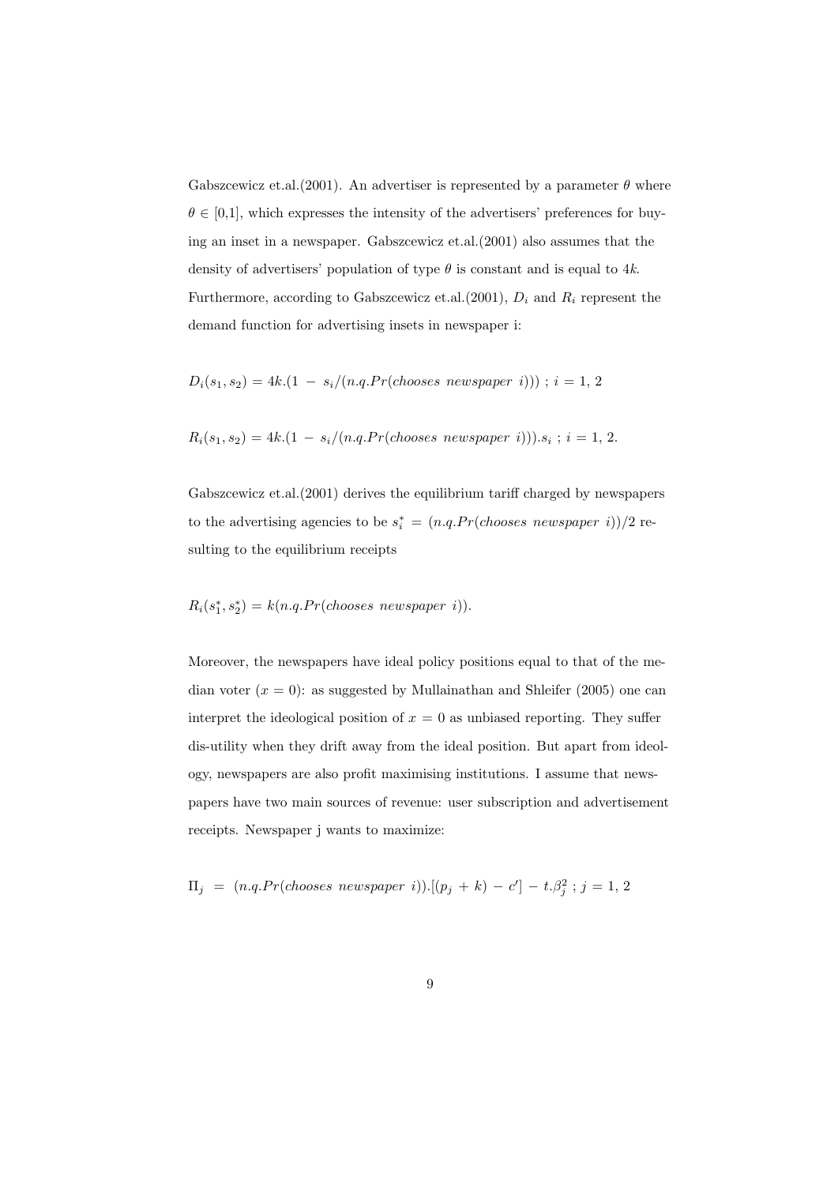Gabszcewicz et.al.(2001). An advertiser is represented by a parameter $\theta$ where $\theta \in [0,1]$, which expresses the intensity of the advertisers' preferences for buying an inset in a newspaper. Gabszcewicz et.al.(2001) also assumes that the density of advertisers' population of type $\theta$ is constant and is equal to $4k$. Furthermore, according to Gabszcewicz et.al.(2001), $D_i$ and $R_i$ represent the demand function for advertising insets in newspaper i:

$$D_i(s_1, s_2) = 4k.(1 \; - \; s_i/(n.q.Pr(chooses \; newspaper \; i))) \; ; \; i = 1, \, 2$$

$$R_i(s_1, s_2) = 4k.(1 \; - \; s_i/(n.q.Pr(chooses \; newspaper \; i))).s_i \; ; \; i = 1, \, 2.$$

Gabszcewicz et.al.(2001) derives the equilibrium tariff charged by newspapers to the advertising agencies to be $s_i^* = (n.q.Pr(chooses \; newspaper \; i))/2$ resulting to the equilibrium receipts

$$R_i(s_1^*, s_2^*) = k(n.q.Pr(chooses \; newspaper \; i)).$$

Moreover, the newspapers have ideal policy positions equal to that of the median voter ($x = 0$): as suggested by Mullainathan and Shleifer (2005) one can interpret the ideological position of $x = 0$ as unbiased reporting. They suffer dis-utility when they drift away from the ideal position. But apart from ideology, newspapers are also profit maximising institutions. I assume that newspapers have two main sources of revenue: user subscription and advertisement receipts. Newspaper j wants to maximize:

$$\Pi_j \; = \; (n.q.Pr(chooses \; newspaper \; i)).[(p_j \, + \, k) \, - \, c'] \, - \, t.\beta_j^2 \; ; \; j = 1, \, 2$$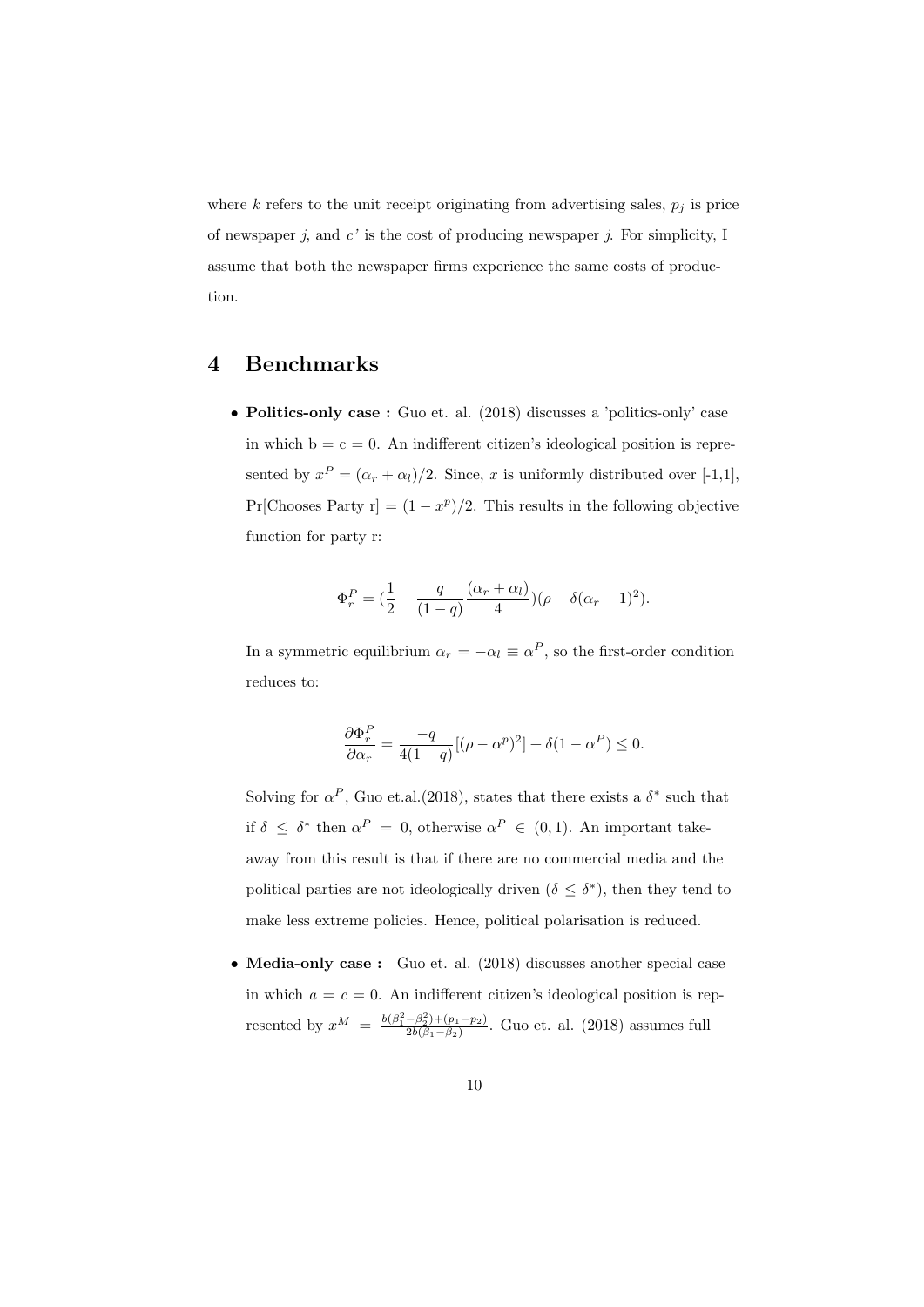where $k$ refers to the unit receipt originating from advertising sales, $p_j$ is price of newspaper $j$, and $c'$ is the cost of producing newspaper $j$. For simplicity, I assume that both the newspaper firms experience the same costs of production.

# 4 Benchmarks

- **Politics-only case :** Guo et. al. (2018) discusses a 'politics-only' case in which b = c = 0. An indifferent citizen's ideological position is represented by $x^P = (\alpha_r + \alpha_l)/2$. Since, $x$ is uniformly distributed over [-1,1], Pr[Chooses Party r] $= (1 - x^p)/2$. This results in the following objective function for party r:

$$\Phi_r^P = (\frac{1}{2} - \frac{q}{(1-q)} \frac{(\alpha_r + \alpha_l)}{4})(\rho - \delta(\alpha_r - 1)^2).$$

  In a symmetric equilibrium $\alpha_r = -\alpha_l \equiv \alpha^P$, so the first-order condition reduces to:

$$\frac{\partial \Phi_r^P}{\partial \alpha_r} = \frac{-q}{4(1-q)}[(\rho - \alpha^p)^2] + \delta(1 - \alpha^P) \leq 0.$$

  Solving for $\alpha^P$, Guo et.al.(2018), states that there exists a $\delta^*$ such that if $\delta \leq \delta^*$ then $\alpha^P = 0$, otherwise $\alpha^P \in (0,1)$. An important take-away from this result is that if there are no commercial media and the political parties are not ideologically driven ($\delta \leq \delta^*$), then they tend to make less extreme policies. Hence, political polarisation is reduced.

- **Media-only case :** Guo et. al. (2018) discusses another special case in which $a = c = 0$. An indifferent citizen's ideological position is represented by $x^M = \frac{b(\beta_1^2 - \beta_2^2) + (p_1 - p_2)}{2b(\beta_1 - \beta_2)}$. Guo et. al. (2018) assumes full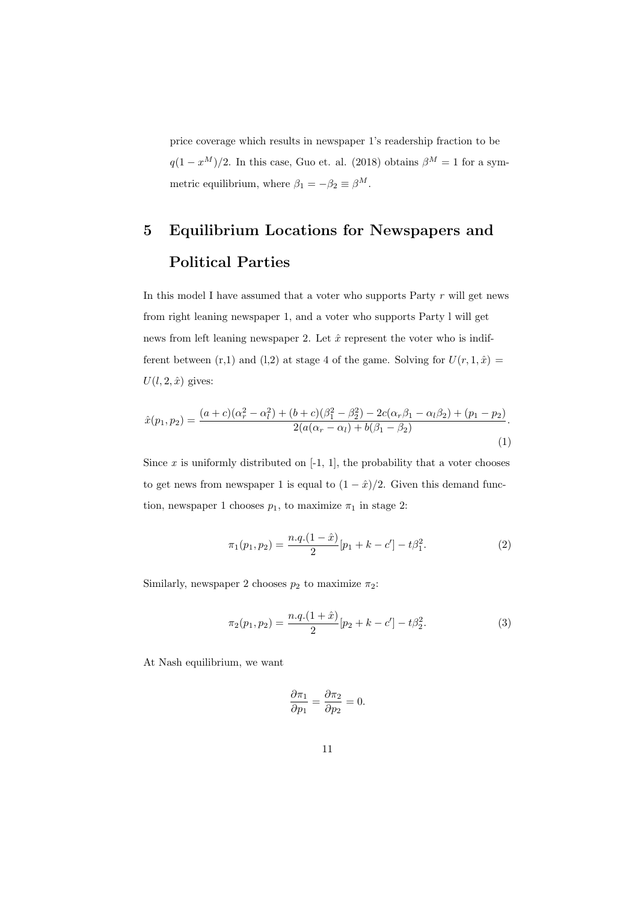price coverage which results in newspaper 1's readership fraction to be $q(1-x^M)/2$. In this case, Guo et. al. (2018) obtains $\beta^M = 1$ for a symmetric equilibrium, where $\beta_1 = -\beta_2 \equiv \beta^M$.

# 5 Equilibrium Locations for Newspapers and Political Parties

In this model I have assumed that a voter who supports Party $r$ will get news from right leaning newspaper 1, and a voter who supports Party l will get news from left leaning newspaper 2. Let $\hat{x}$ represent the voter who is indifferent between (r,1) and (l,2) at stage 4 of the game. Solving for $U(r, 1, \hat{x}) = U(l, 2, \hat{x})$ gives:

$$\hat{x}(p_1, p_2) = \frac{(a+c)(\alpha_r^2 - \alpha_l^2) + (b+c)(\beta_1^2 - \beta_2^2) - 2c(\alpha_r\beta_1 - \alpha_l\beta_2) + (p_1 - p_2)}{2(a(\alpha_r - \alpha_l) + b(\beta_1 - \beta_2)}. \tag{1}$$

Since $x$ is uniformly distributed on [-1, 1], the probability that a voter chooses to get news from newspaper 1 is equal to $(1-\hat{x})/2$. Given this demand function, newspaper 1 chooses $p_1$, to maximize $\pi_1$ in stage 2:

$$\pi_1(p_1, p_2) = \frac{n.q.(1-\hat{x})}{2}[p_1 + k - c'] - t\beta_1^2. \tag{2}$$

Similarly, newspaper 2 chooses $p_2$ to maximize $\pi_2$:

$$\pi_2(p_1, p_2) = \frac{n.q.(1+\hat{x})}{2}[p_2 + k - c'] - t\beta_2^2. \tag{3}$$

At Nash equilibrium, we want

$$\frac{\partial \pi_1}{\partial p_1} = \frac{\partial \pi_2}{\partial p_2} = 0.$$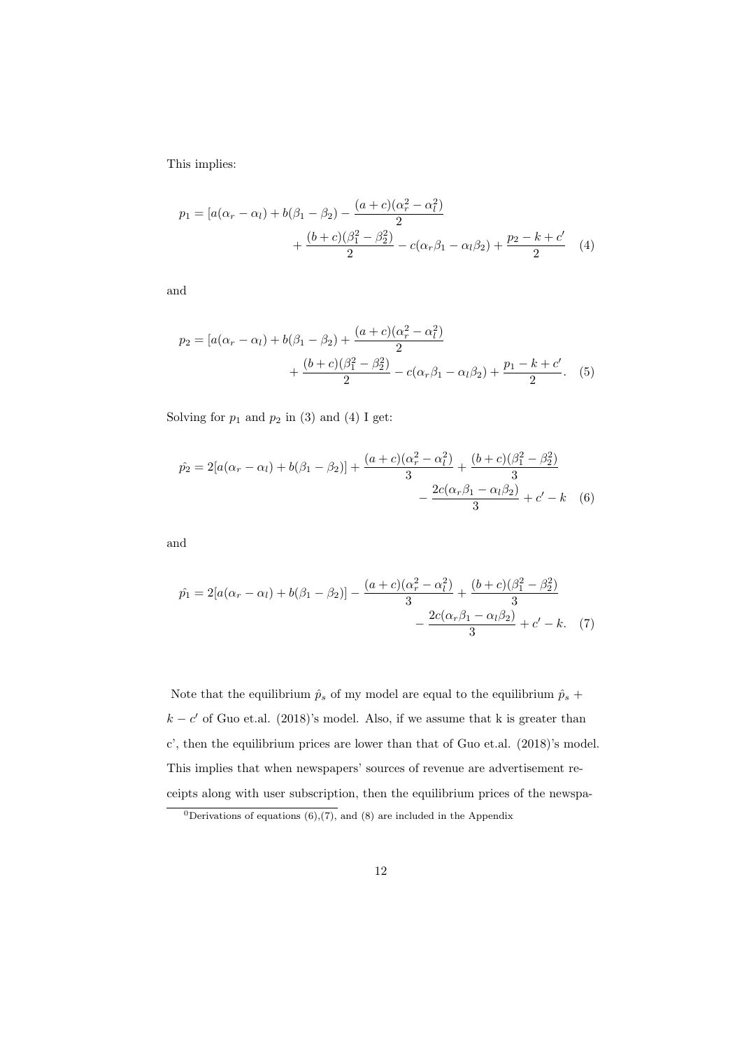This implies:

$$p_1 = [a(\alpha_r - \alpha_l) + b(\beta_1 - \beta_2) - \frac{(a+c)(\alpha_r^2 - \alpha_l^2)}{2} + \frac{(b+c)(\beta_1^2 - \beta_2^2)}{2} - c(\alpha_r\beta_1 - \alpha_l\beta_2) + \frac{p_2 - k + c'}{2} \quad (4)$$

and

$$p_2 = [a(\alpha_r - \alpha_l) + b(\beta_1 - \beta_2) + \frac{(a+c)(\alpha_r^2 - \alpha_l^2)}{2} + \frac{(b+c)(\beta_1^2 - \beta_2^2)}{2} - c(\alpha_r\beta_1 - \alpha_l\beta_2) + \frac{p_1 - k + c'}{2}. \quad (5)$$

Solving for $p_1$ and $p_2$ in (3) and (4) I get:

$$\hat{p_2} = 2[a(\alpha_r - \alpha_l) + b(\beta_1 - \beta_2)] + \frac{(a+c)(\alpha_r^2 - \alpha_l^2)}{3} + \frac{(b+c)(\beta_1^2 - \beta_2^2)}{3} - \frac{2c(\alpha_r\beta_1 - \alpha_l\beta_2)}{3} + c' - k \quad (6)$$

and

$$\hat{p_1} = 2[a(\alpha_r - \alpha_l) + b(\beta_1 - \beta_2)] - \frac{(a+c)(\alpha_r^2 - \alpha_l^2)}{3} + \frac{(b+c)(\beta_1^2 - \beta_2^2)}{3} - \frac{2c(\alpha_r\beta_1 - \alpha_l\beta_2)}{3} + c' - k. \quad (7)$$

Note that the equilibrium $\hat{p}_s$ of my model are equal to the equilibrium $\hat{p}_s + k - c'$ of Guo et.al. (2018)'s model. Also, if we assume that k is greater than c', then the equilibrium prices are lower than that of Guo et.al. (2018)'s model. This implies that when newspapers' sources of revenue are advertisement receipts along with user subscription, then the equilibrium prices of the newspa-

[0] Derivations of equations (6),(7), and (8) are included in the Appendix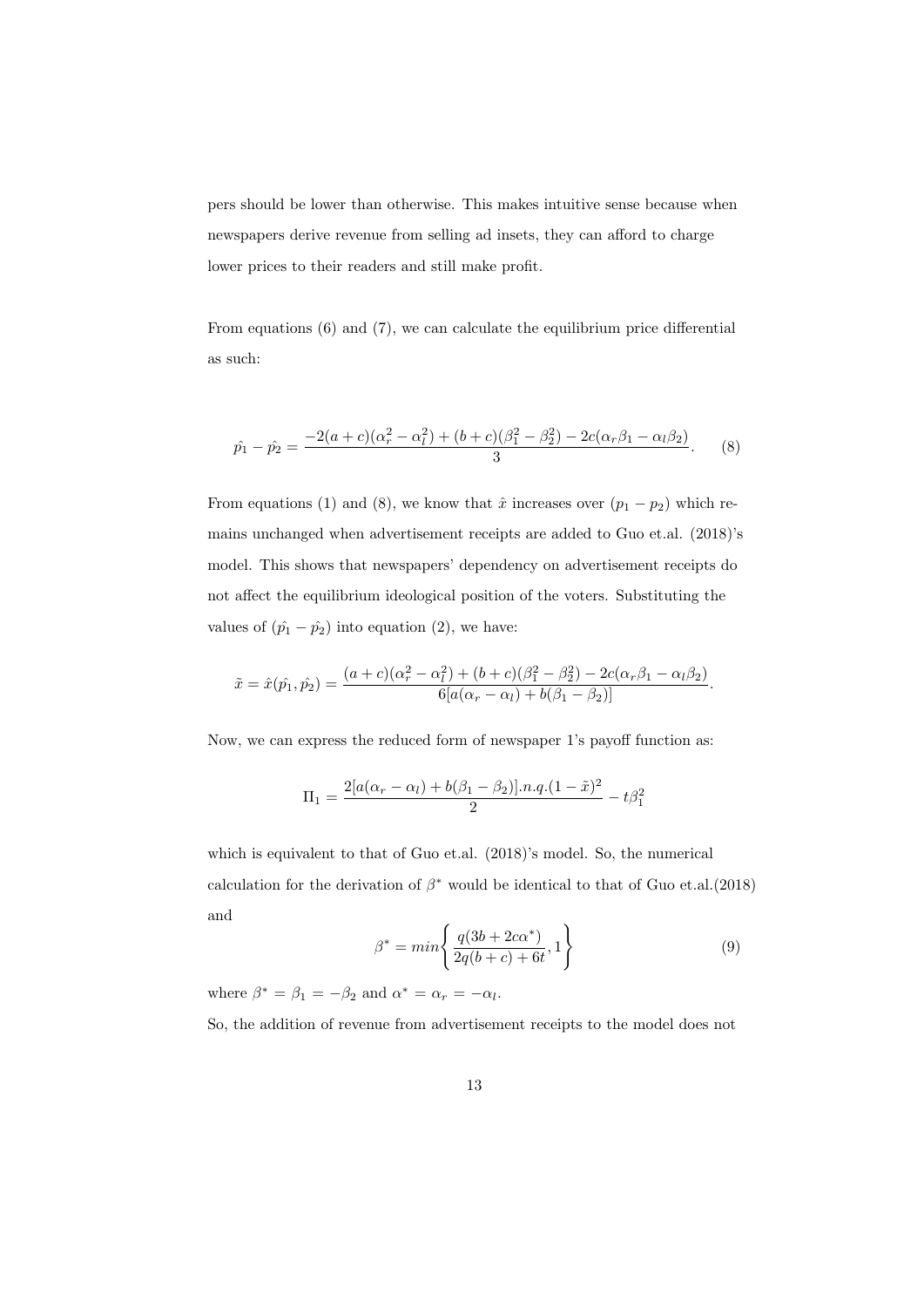pers should be lower than otherwise. This makes intuitive sense because when newspapers derive revenue from selling ad insets, they can afford to charge lower prices to their readers and still make profit.

From equations (6) and (7), we can calculate the equilibrium price differential as such:

$$\hat{p_1} - \hat{p_2} = \frac{-2(a+c)(\alpha_r^2 - \alpha_l^2) + (b+c)(\beta_1^2 - \beta_2^2) - 2c(\alpha_r \beta_1 - \alpha_l \beta_2)}{3}. \tag{8}$$

From equations (1) and (8), we know that $\hat{x}$ increases over $(p_1 - p_2)$ which remains unchanged when advertisement receipts are added to Guo et.al. (2018)'s model. This shows that newspapers' dependency on advertisement receipts do not affect the equilibrium ideological position of the voters. Substituting the values of $(\hat{p_1} - \hat{p_2})$ into equation (2), we have:

$$\tilde{x} = \hat{x}(\hat{p_1}, \hat{p_2}) = \frac{(a+c)(\alpha_r^2 - \alpha_l^2) + (b+c)(\beta_1^2 - \beta_2^2) - 2c(\alpha_r \beta_1 - \alpha_l \beta_2)}{6[a(\alpha_r - \alpha_l) + b(\beta_1 - \beta_2)]}.$$

Now, we can express the reduced form of newspaper 1's payoff function as:

$$\Pi_1 = \frac{2[a(\alpha_r - \alpha_l) + b(\beta_1 - \beta_2)].n.q.(1 - \tilde{x})^2}{2} - t\beta_1^2$$

which is equivalent to that of Guo et.al. (2018)'s model. So, the numerical calculation for the derivation of $\beta^*$ would be identical to that of Guo et.al.(2018) and

$$\beta^* = min\left\{\frac{q(3b + 2c\alpha^*)}{2q(b+c) + 6t}, 1\right\} \tag{9}$$

where $\beta^* = \beta_1 = -\beta_2$ and $\alpha^* = \alpha_r = -\alpha_l$.

So, the addition of revenue from advertisement receipts to the model does not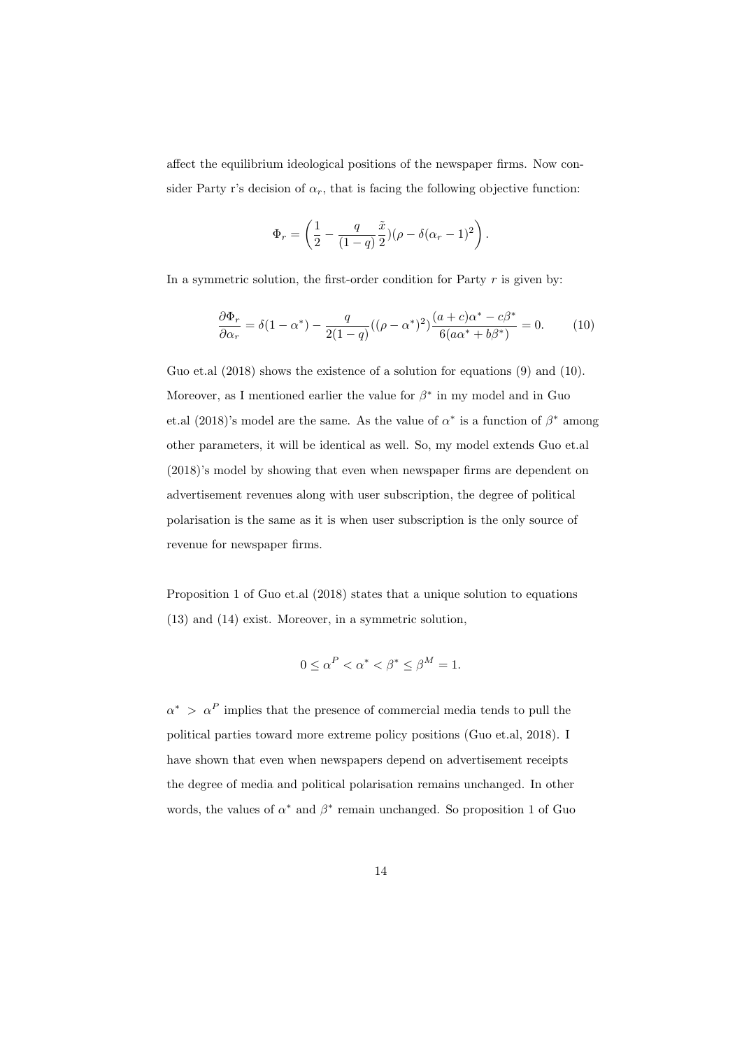affect the equilibrium ideological positions of the newspaper firms. Now consider Party r's decision of $\alpha_r$, that is facing the following objective function:

$$\Phi_r = \left(\frac{1}{2} - \frac{q}{(1-q)}\frac{\tilde{x}}{2})(\rho - \delta(\alpha_r - 1)^2\right).$$

In a symmetric solution, the first-order condition for Party $r$ is given by:

$$\frac{\partial \Phi_r}{\partial \alpha_r} = \delta(1-\alpha^*) - \frac{q}{2(1-q)}((\rho - \alpha^*)^2)\frac{(a+c)\alpha^* - c\beta^*}{6(a\alpha^* + b\beta^*)} = 0. \tag{10}$$

Guo et.al (2018) shows the existence of a solution for equations (9) and (10). Moreover, as I mentioned earlier the value for $\beta^*$ in my model and in Guo et.al (2018)'s model are the same. As the value of $\alpha^*$ is a function of $\beta^*$ among other parameters, it will be identical as well. So, my model extends Guo et.al (2018)'s model by showing that even when newspaper firms are dependent on advertisement revenues along with user subscription, the degree of political polarisation is the same as it is when user subscription is the only source of revenue for newspaper firms.

Proposition 1 of Guo et.al (2018) states that a unique solution to equations (13) and (14) exist. Moreover, in a symmetric solution,

$$0 \leq \alpha^P < \alpha^* < \beta^* \leq \beta^M = 1.$$

$\alpha^* > \alpha^P$ implies that the presence of commercial media tends to pull the political parties toward more extreme policy positions (Guo et.al, 2018). I have shown that even when newspapers depend on advertisement receipts the degree of media and political polarisation remains unchanged. In other words, the values of $\alpha^*$ and $\beta^*$ remain unchanged. So proposition 1 of Guo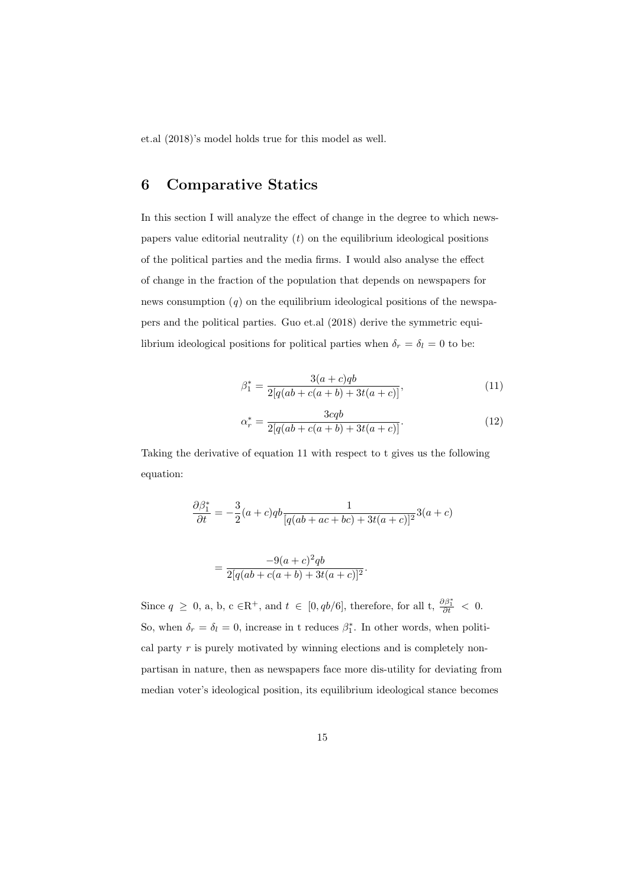et.al (2018)'s model holds true for this model as well.

# 6 Comparative Statics

In this section I will analyze the effect of change in the degree to which newspapers value editorial neutrality ($t$) on the equilibrium ideological positions of the political parties and the media firms. I would also analyse the effect of change in the fraction of the population that depends on newspapers for news consumption ($q$) on the equilibrium ideological positions of the newspapers and the political parties. Guo et.al (2018) derive the symmetric equilibrium ideological positions for political parties when $\delta_r = \delta_l = 0$ to be:

$$\beta_1^* = \frac{3(a+c)qb}{2[q(ab+c(a+b)+3t(a+c)]}, \tag{11}$$

$$\alpha_r^* = \frac{3cqb}{2[q(ab+c(a+b)+3t(a+c)]}. \tag{12}$$

Taking the derivative of equation 11 with respect to t gives us the following equation:

$$\frac{\partial \beta_1^*}{\partial t} = -\frac{3}{2}(a+c)qb\frac{1}{[q(ab+ac+bc)+3t(a+c)]^2}3(a+c)$$

$$= \frac{-9(a+c)^2qb}{2[q(ab+c(a+b)+3t(a+c)]^2}.$$

Since $q \geq 0$, a, b, c $\in \mathbb{R}^+$, and $t \in [0, qb/6]$, therefore, for all t, $\frac{\partial \beta_1^*}{\partial t} < 0$. So, when $\delta_r = \delta_l = 0$, increase in t reduces $\beta_1^*$. In other words, when political party $r$ is purely motivated by winning elections and is completely non-partisan in nature, then as newspapers face more dis-utility for deviating from median voter's ideological position, its equilibrium ideological stance becomes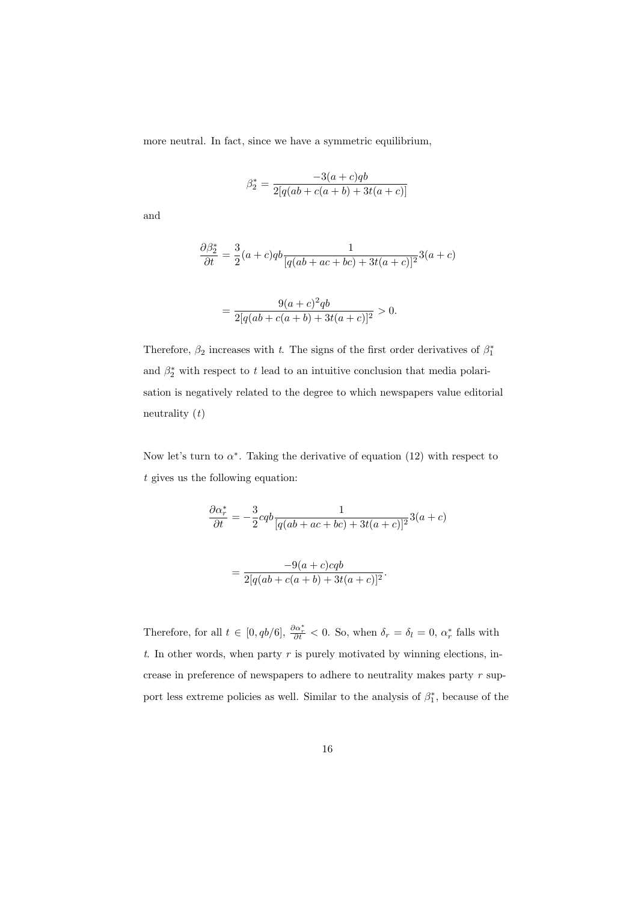more neutral. In fact, since we have a symmetric equilibrium,

$$\beta_2^* = \frac{-3(a+c)qb}{2[q(ab+c(a+b)+3t(a+c)]}$$

and

$$\frac{\partial \beta_2^*}{\partial t} = \frac{3}{2}(a+c)qb\frac{1}{[q(ab+ac+bc)+3t(a+c)]^2}3(a+c)$$

$$= \frac{9(a+c)^2qb}{2[q(ab+c(a+b)+3t(a+c)]^2} > 0.$$

Therefore, $\beta_2$ increases with $t$. The signs of the first order derivatives of $\beta_1^*$ and $\beta_2^*$ with respect to $t$ lead to an intuitive conclusion that media polarisation is negatively related to the degree to which newspapers value editorial neutrality $(t)$

Now let's turn to $\alpha^*$. Taking the derivative of equation (12) with respect to $t$ gives us the following equation:

$$\frac{\partial \alpha_r^*}{\partial t} = -\frac{3}{2}cqb\frac{1}{[q(ab+ac+bc)+3t(a+c)]^2}3(a+c)$$

$$= \frac{-9(a+c)cqb}{2[q(ab+c(a+b)+3t(a+c)]^2}.$$

Therefore, for all $t \in [0, qb/6]$, $\frac{\partial \alpha_r^*}{\partial t} < 0$. So, when $\delta_r = \delta_l = 0$, $\alpha_r^*$ falls with $t$. In other words, when party $r$ is purely motivated by winning elections, increase in preference of newspapers to adhere to neutrality makes party $r$ support less extreme policies as well. Similar to the analysis of $\beta_1^*$, because of the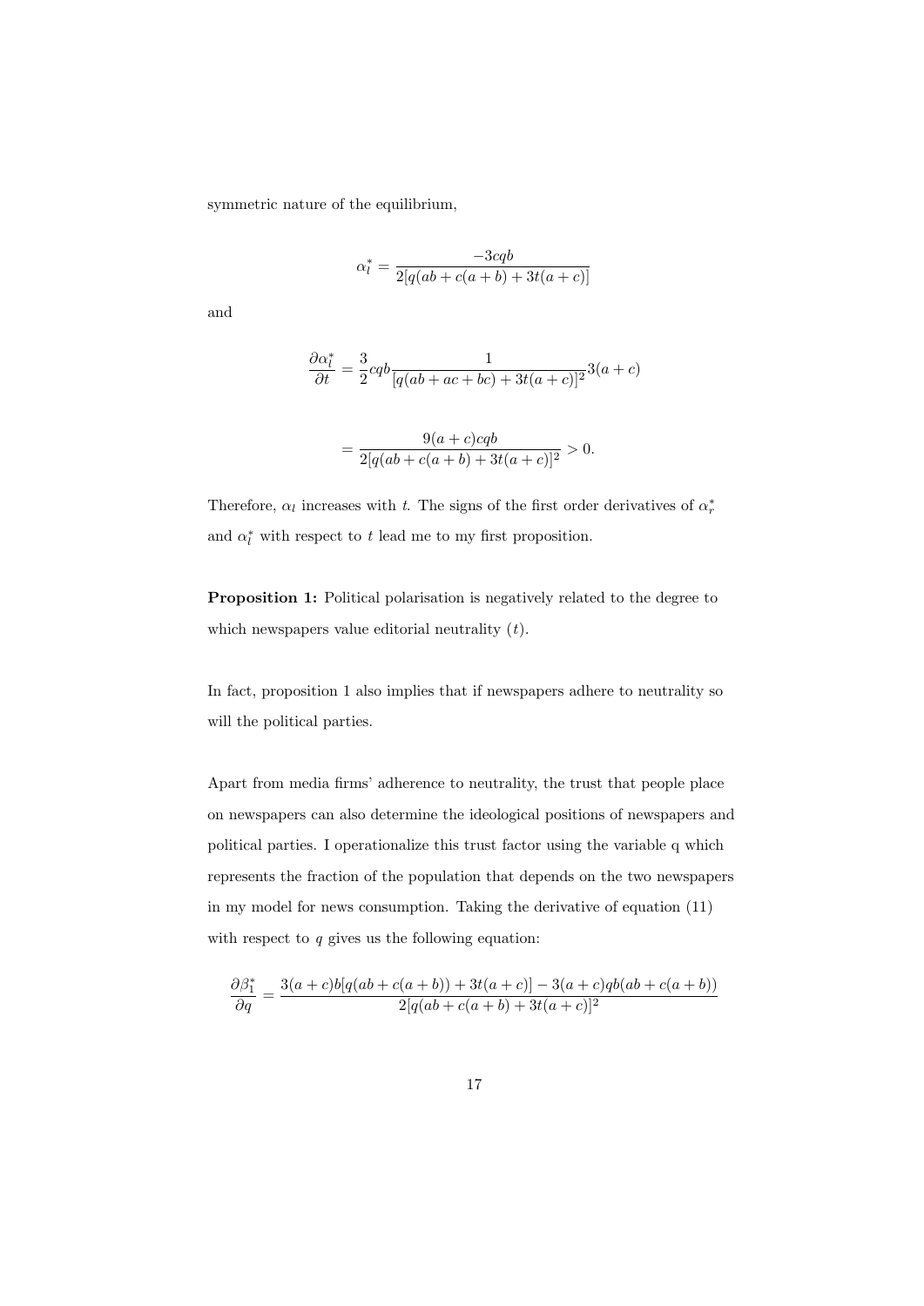symmetric nature of the equilibrium,

$$\alpha_l^* = \frac{-3cqb}{2[q(ab + c(a+b) + 3t(a+c)]}$$

and

$$\frac{\partial \alpha_l^*}{\partial t} = \frac{3}{2}cqb\frac{1}{[q(ab + ac + bc) + 3t(a+c)]^2}3(a+c)$$

$$= \frac{9(a+c)cqb}{2[q(ab + c(a+b) + 3t(a+c)]^2} > 0.$$

Therefore, $\alpha_l$ increases with $t$. The signs of the first order derivatives of $\alpha_r^*$ and $\alpha_l^*$ with respect to $t$ lead me to my first proposition.

**Proposition 1:** Political polarisation is negatively related to the degree to which newspapers value editorial neutrality ($t$).

In fact, proposition 1 also implies that if newspapers adhere to neutrality so will the political parties.

Apart from media firms' adherence to neutrality, the trust that people place on newspapers can also determine the ideological positions of newspapers and political parties. I operationalize this trust factor using the variable q which represents the fraction of the population that depends on the two newspapers in my model for news consumption. Taking the derivative of equation (11) with respect to $q$ gives us the following equation:

$$\frac{\partial \beta_1^*}{\partial q} = \frac{3(a+c)b[q(ab + c(a+b)) + 3t(a+c)] - 3(a+c)qb(ab + c(a+b))}{2[q(ab + c(a+b) + 3t(a+c)]^2}$$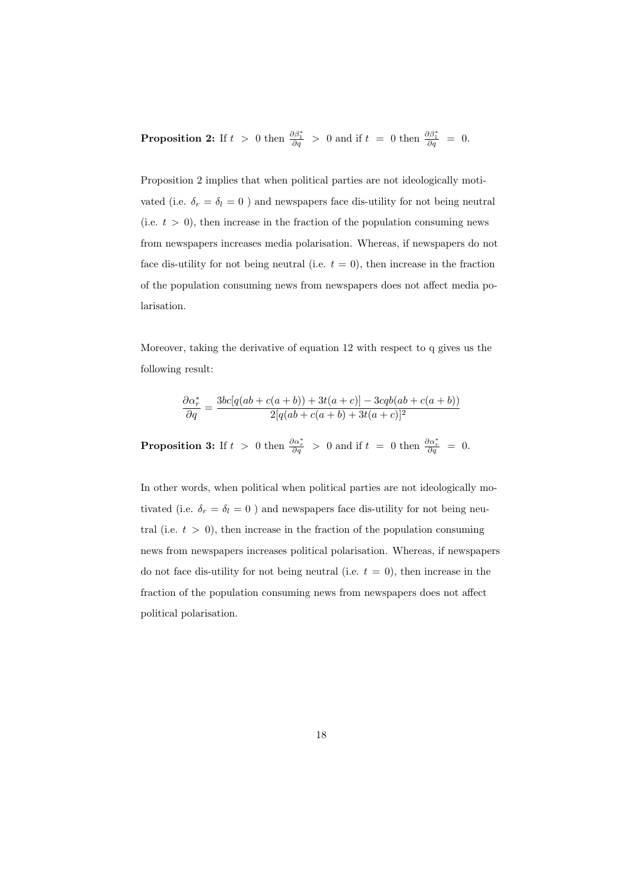**Proposition 2:** If $t > 0$ then $\frac{\partial \beta_1^*}{\partial q} > 0$ and if $t = 0$ then $\frac{\partial \beta_1^*}{\partial q} = 0$.

Proposition 2 implies that when political parties are not ideologically motivated (i.e. $\delta_r = \delta_l = 0$ ) and newspapers face dis-utility for not being neutral (i.e. $t > 0$), then increase in the fraction of the population consuming news from newspapers increases media polarisation. Whereas, if newspapers do not face dis-utility for not being neutral (i.e. $t = 0$), then increase in the fraction of the population consuming news from newspapers does not affect media polarisation.

Moreover, taking the derivative of equation 12 with respect to q gives us the following result:

$$\frac{\partial \alpha_r^*}{\partial q} = \frac{3bc[q(ab + c(a+b)) + 3t(a+c)] - 3cqb(ab + c(a+b))}{2[q(ab + c(a+b) + 3t(a+c)]^2}$$

**Proposition 3:** If $t > 0$ then $\frac{\partial \alpha_r^*}{\partial q} > 0$ and if $t = 0$ then $\frac{\partial \alpha_r^*}{\partial q} = 0$.

In other words, when political when political parties are not ideologically motivated (i.e. $\delta_r = \delta_l = 0$ ) and newspapers face dis-utility for not being neutral (i.e. $t > 0$), then increase in the fraction of the population consuming news from newspapers increases political polarisation. Whereas, if newspapers do not face dis-utility for not being neutral (i.e. $t = 0$), then increase in the fraction of the population consuming news from newspapers does not affect political polarisation.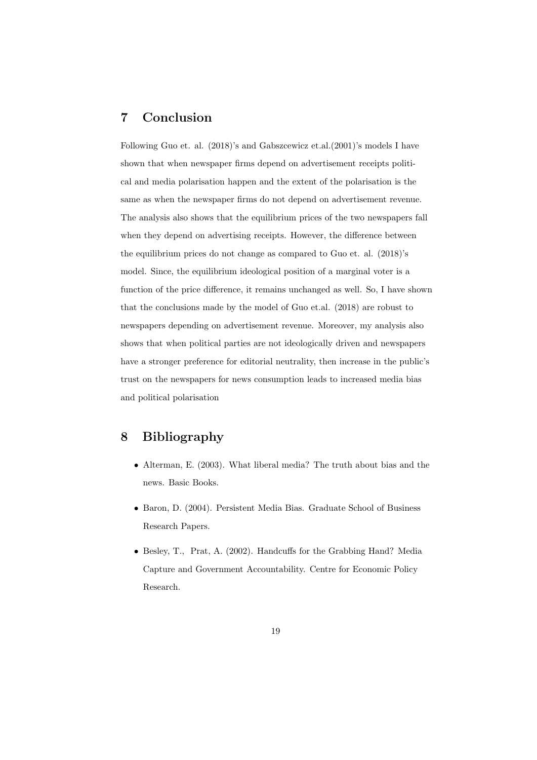## 7 Conclusion

Following Guo et. al. (2018)'s and Gabszcewicz et.al.(2001)'s models I have shown that when newspaper firms depend on advertisement receipts political and media polarisation happen and the extent of the polarisation is the same as when the newspaper firms do not depend on advertisement revenue. The analysis also shows that the equilibrium prices of the two newspapers fall when they depend on advertising receipts. However, the difference between the equilibrium prices do not change as compared to Guo et. al. (2018)'s model. Since, the equilibrium ideological position of a marginal voter is a function of the price difference, it remains unchanged as well. So, I have shown that the conclusions made by the model of Guo et.al. (2018) are robust to newspapers depending on advertisement revenue. Moreover, my analysis also shows that when political parties are not ideologically driven and newspapers have a stronger preference for editorial neutrality, then increase in the public's trust on the newspapers for news consumption leads to increased media bias and political polarisation

## 8 Bibliography

- Alterman, E. (2003). What liberal media? The truth about bias and the news. Basic Books.
- Baron, D. (2004). Persistent Media Bias. Graduate School of Business Research Papers.
- Besley, T., Prat, A. (2002). Handcuffs for the Grabbing Hand? Media Capture and Government Accountability. Centre for Economic Policy Research.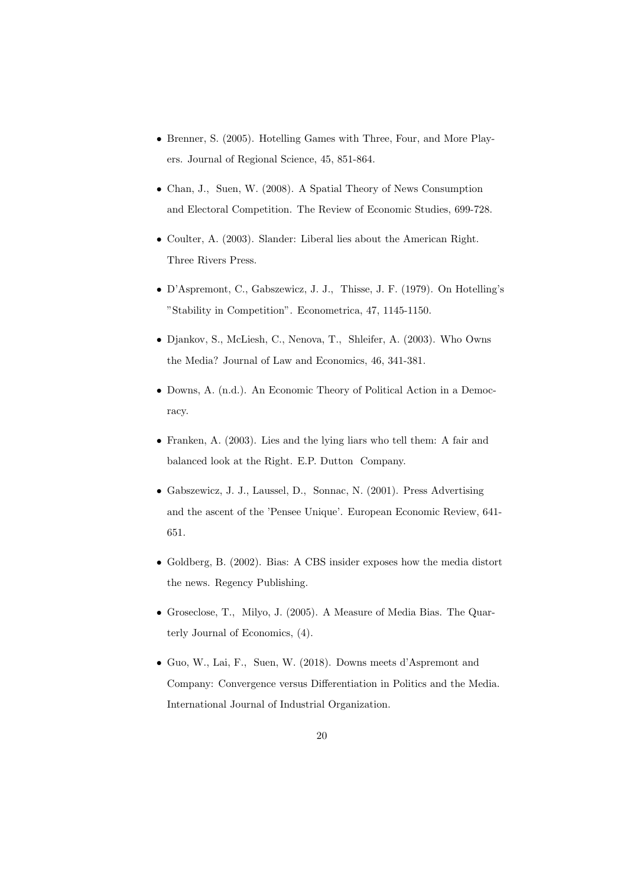- Brenner, S. (2005). Hotelling Games with Three, Four, and More Players. Journal of Regional Science, 45, 851-864.

- Chan, J., Suen, W. (2008). A Spatial Theory of News Consumption and Electoral Competition. The Review of Economic Studies, 699-728.

- Coulter, A. (2003). Slander: Liberal lies about the American Right. Three Rivers Press.

- D'Aspremont, C., Gabszewicz, J. J., Thisse, J. F. (1979). On Hotelling's "Stability in Competition". Econometrica, 47, 1145-1150.

- Djankov, S., McLiesh, C., Nenova, T., Shleifer, A. (2003). Who Owns the Media? Journal of Law and Economics, 46, 341-381.

- Downs, A. (n.d.). An Economic Theory of Political Action in a Democracy.

- Franken, A. (2003). Lies and the lying liars who tell them: A fair and balanced look at the Right. E.P. Dutton Company.

- Gabszewicz, J. J., Laussel, D., Sonnac, N. (2001). Press Advertising and the ascent of the 'Pensee Unique'. European Economic Review, 641-651.

- Goldberg, B. (2002). Bias: A CBS insider exposes how the media distort the news. Regency Publishing.

- Groseclose, T., Milyo, J. (2005). A Measure of Media Bias. The Quarterly Journal of Economics, (4).

- Guo, W., Lai, F., Suen, W. (2018). Downs meets d'Aspremont and Company: Convergence versus Differentiation in Politics and the Media. International Journal of Industrial Organization.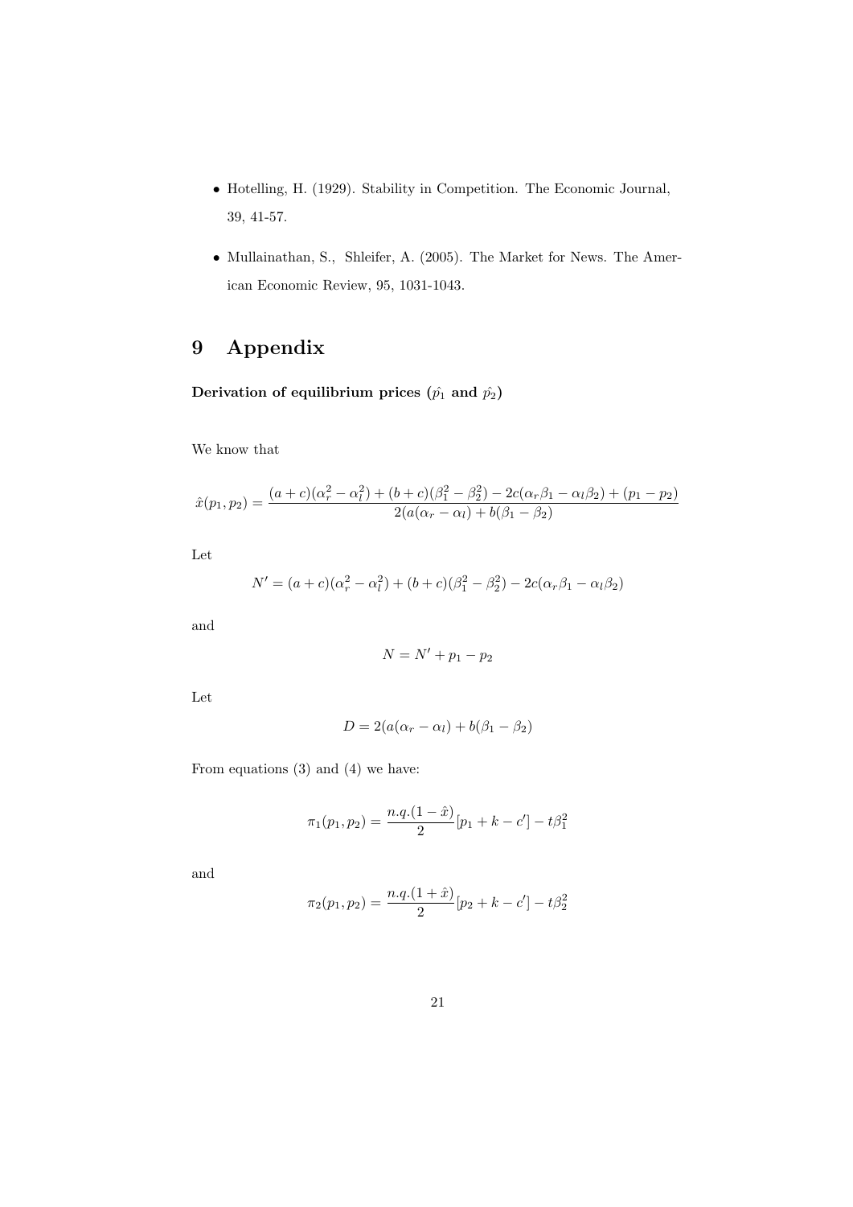- Hotelling, H. (1929). Stability in Competition. The Economic Journal, 39, 41-57.
- Mullainathan, S., Shleifer, A. (2005). The Market for News. The American Economic Review, 95, 1031-1043.

# 9 Appendix

**Derivation of equilibrium prices ($\hat{p_1}$ and $\hat{p_2}$)**

We know that

$$\hat{x}(p_1, p_2) = \frac{(a+c)(\alpha_r^2 - \alpha_l^2) + (b+c)(\beta_1^2 - \beta_2^2) - 2c(\alpha_r\beta_1 - \alpha_l\beta_2) + (p_1 - p_2)}{2(a(\alpha_r - \alpha_l) + b(\beta_1 - \beta_2)}$$

Let

$$N' = (a+c)(\alpha_r^2 - \alpha_l^2) + (b+c)(\beta_1^2 - \beta_2^2) - 2c(\alpha_r\beta_1 - \alpha_l\beta_2)$$

and

$$N = N' + p_1 - p_2$$

Let

$$D = 2(a(\alpha_r - \alpha_l) + b(\beta_1 - \beta_2)$$

From equations (3) and (4) we have:

$$\pi_1(p_1, p_2) = \frac{n.q.(1-\hat{x})}{2}[p_1 + k - c'] - t\beta_1^2$$

and

$$\pi_2(p_1, p_2) = \frac{n.q.(1+\hat{x})}{2}[p_2 + k - c'] - t\beta_2^2$$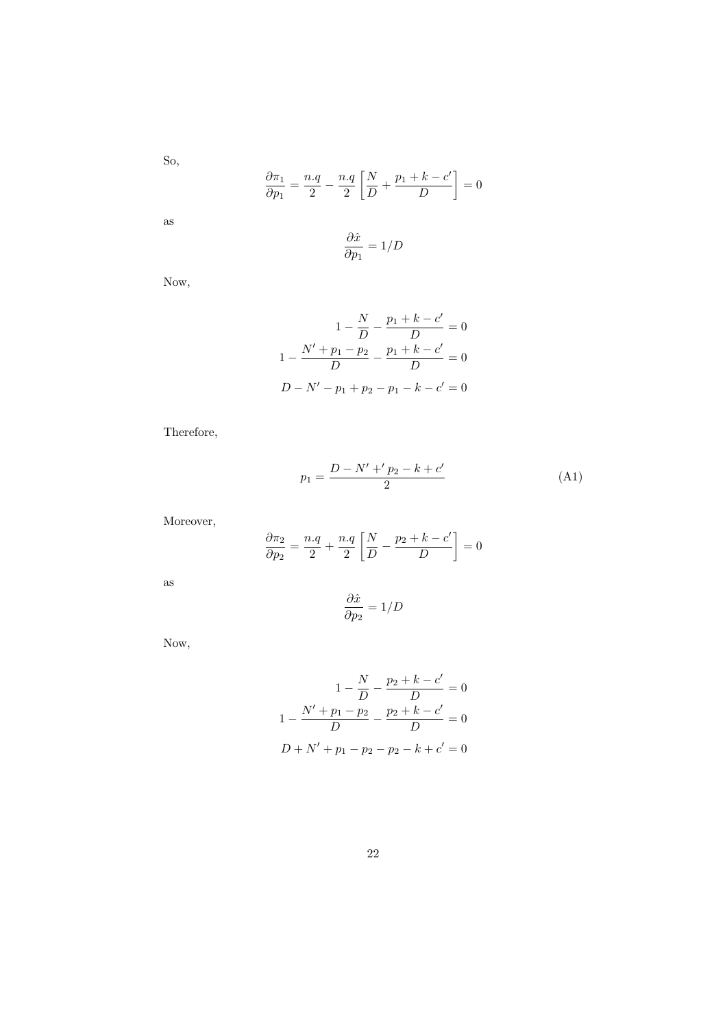So,

$$\frac{\partial \pi_1}{\partial p_1} = \frac{n.q}{2} - \frac{n.q}{2}\left[\frac{N}{D} + \frac{p_1 + k - c'}{D}\right] = 0$$

as

$$\frac{\partial \hat{x}}{\partial p_1} = 1/D$$

Now,

$$1 - \frac{N}{D} - \frac{p_1 + k - c'}{D} = 0$$

$$1 - \frac{N' + p_1 - p_2}{D} - \frac{p_1 + k - c'}{D} = 0$$

$$D - N' - p_1 + p_2 - p_1 - k - c' = 0$$

Therefore,

$$p_1 = \frac{D - N' +' p_2 - k + c'}{2} \tag{A1}$$

Moreover,

$$\frac{\partial \pi_2}{\partial p_2} = \frac{n.q}{2} + \frac{n.q}{2}\left[\frac{N}{D} - \frac{p_2 + k - c'}{D}\right] = 0$$

as

$$\frac{\partial \hat{x}}{\partial p_2} = 1/D$$

Now,

$$1 - \frac{N}{D} - \frac{p_2 + k - c'}{D} = 0$$

$$1 - \frac{N' + p_1 - p_2}{D} - \frac{p_2 + k - c'}{D} = 0$$

$$D + N' + p_1 - p_2 - p_2 - k + c' = 0$$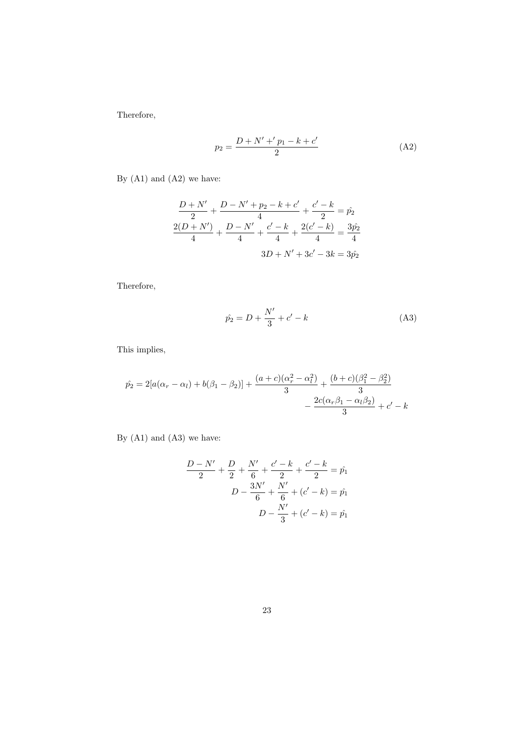Therefore,

$$p_2 = \frac{D + N' +' p_1 - k + c'}{2} \tag{A2}$$

By (A1) and (A2) we have:

$$\begin{aligned}
\frac{D + N'}{2} + \frac{D - N' + p_2 - k + c'}{4} + \frac{c' - k}{2} &= \hat{p_2} \\
\frac{2(D + N')}{4} + \frac{D - N'}{4} + \frac{c' - k}{4} + \frac{2(c' - k)}{4} &= \frac{3\hat{p_2}}{4} \\
3D + N' + 3c' - 3k &= 3\hat{p_2}
\end{aligned}$$

Therefore,

$$\hat{p_2} = D + \frac{N'}{3} + c' - k \tag{A3}$$

This implies,

$$\hat{p_2} = 2[a(\alpha_r - \alpha_l) + b(\beta_1 - \beta_2)] + \frac{(a + c)(\alpha_r^2 - \alpha_l^2)}{3} + \frac{(b + c)(\beta_1^2 - \beta_2^2)}{3} - \frac{2c(\alpha_r \beta_1 - \alpha_l \beta_2)}{3} + c' - k$$

By (A1) and (A3) we have:

$$\begin{aligned}
\frac{D - N'}{2} + \frac{D}{2} + \frac{N'}{6} + \frac{c' - k}{2} + \frac{c' - k}{2} &= \hat{p_1} \\
D - \frac{3N'}{6} + \frac{N'}{6} + (c' - k) &= \hat{p_1} \\
D - \frac{N'}{3} + (c' - k) &= \hat{p_1}
\end{aligned}$$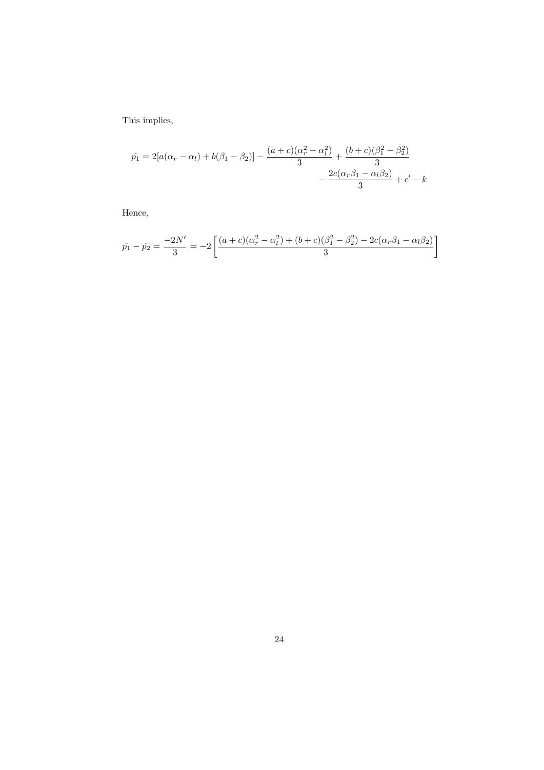This implies,

$$\hat{p_1} = 2[a(\alpha_r - \alpha_l) + b(\beta_1 - \beta_2)] - \frac{(a+c)(\alpha_r^2 - \alpha_l^2)}{3} + \frac{(b+c)(\beta_1^2 - \beta_2^2)}{3} - \frac{2c(\alpha_r\beta_1 - \alpha_l\beta_2)}{3} + c' - k$$

Hence,

$$\hat{p_1} - \hat{p_2} = \frac{-2N'}{3} = -2\left[\frac{(a+c)(\alpha_r^2 - \alpha_l^2) + (b+c)(\beta_1^2 - \beta_2^2) - 2c(\alpha_r\beta_1 - \alpha_l\beta_2)}{3}\right]$$